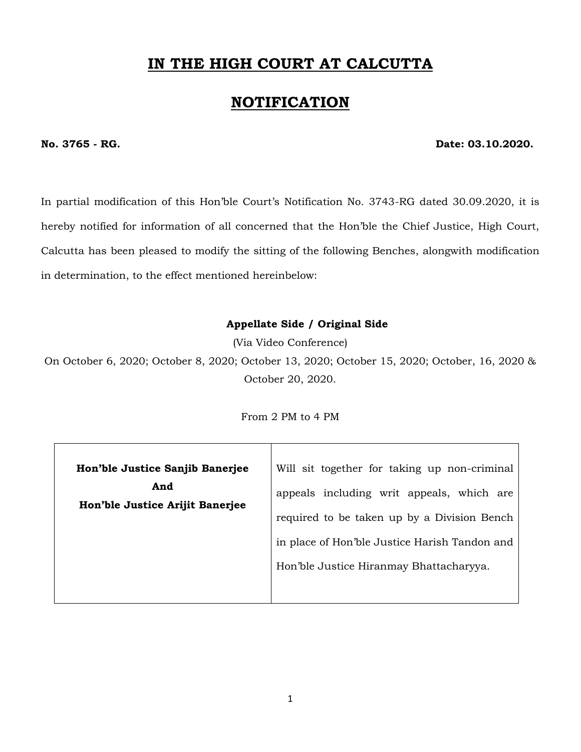# IN THE HIGH COURT AT CALCUTTA

## NOTIFICATION

**No. 3765 - RG.** **Date: 03.10.2020.**

In partial modification of this Hon'ble Court's Notification No. 3743-RG dated 30.09.2020, it is hereby notified for information of all concerned that the Hon'ble the Chief Justice, High Court, Calcutta has been pleased to modify the sitting of the following Benches, alongwith modification in determination, to the effect mentioned hereinbelow:

**Appellate Side / Original Side**

(Via Video Conference)

On October 6, 2020; October 8, 2020; October 13, 2020; October 15, 2020; October, 16, 2020 & October 20, 2020.

From 2 PM to 4 PM

| | |
|---|---|
| **Hon'ble Justice Sanjib Banerjee And Hon'ble Justice Arijit Banerjee** | Will sit together for taking up non-criminal appeals including writ appeals, which are required to be taken up by a Division Bench in place of Hon'ble Justice Harish Tandon and Hon'ble Justice Hiranmay Bhattacharyya. |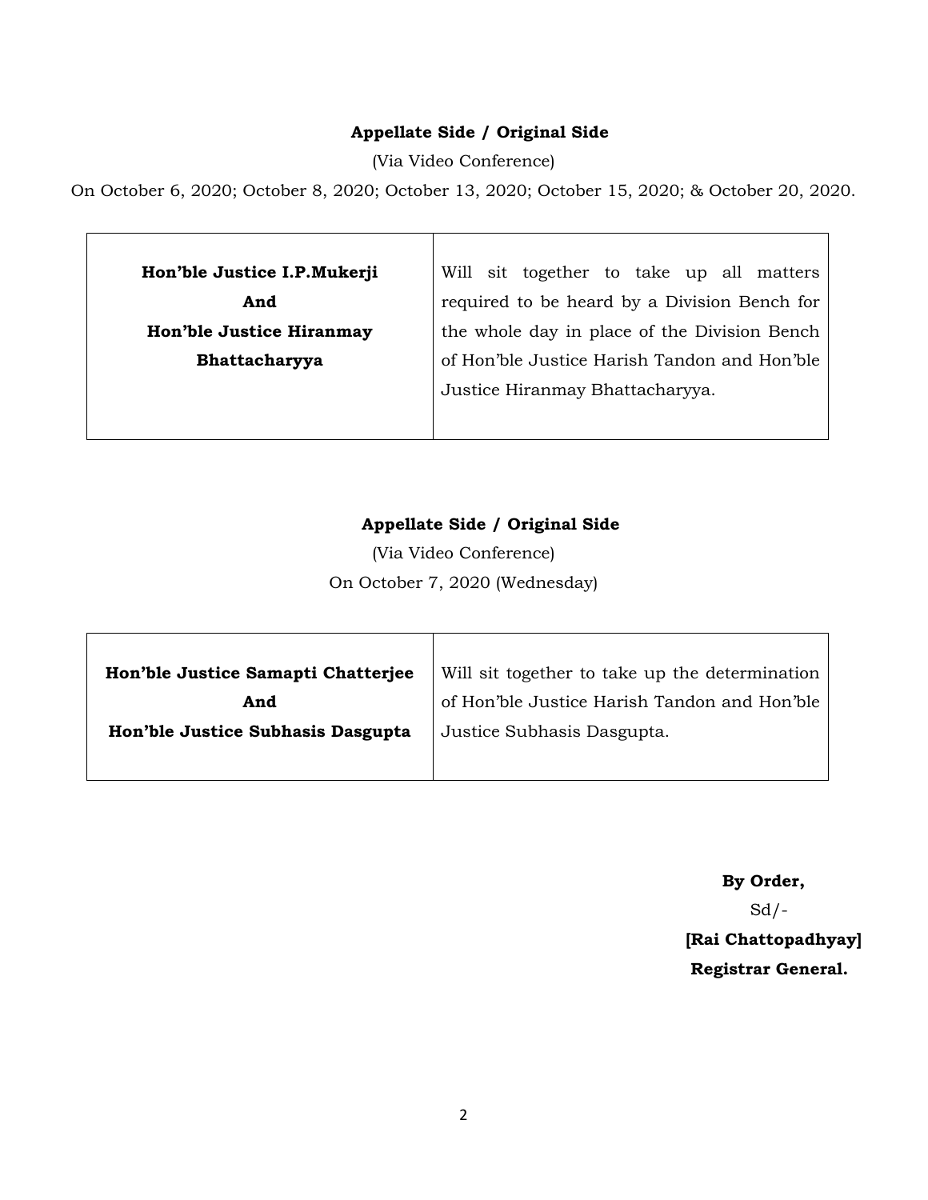**Appellate Side / Original Side**

(Via Video Conference)

On October 6, 2020; October 8, 2020; October 13, 2020; October 15, 2020; & October 20, 2020.

| | |
|---|---|
| **Hon'ble Justice I.P.Mukerji And Hon'ble Justice Hiranmay Bhattacharyya** | Will sit together to take up all matters required to be heard by a Division Bench for the whole day in place of the Division Bench of Hon'ble Justice Harish Tandon and Hon'ble Justice Hiranmay Bhattacharyya. |

**Appellate Side / Original Side**

(Via Video Conference)

On October 7, 2020 (Wednesday)

| | |
|---|---|
| **Hon'ble Justice Samapti Chatterjee And Hon'ble Justice Subhasis Dasgupta** | Will sit together to take up the determination of Hon'ble Justice Harish Tandon and Hon'ble Justice Subhasis Dasgupta. |

**By Order,**

Sd/-

**[Rai Chattopadhyay]**

**Registrar General.**